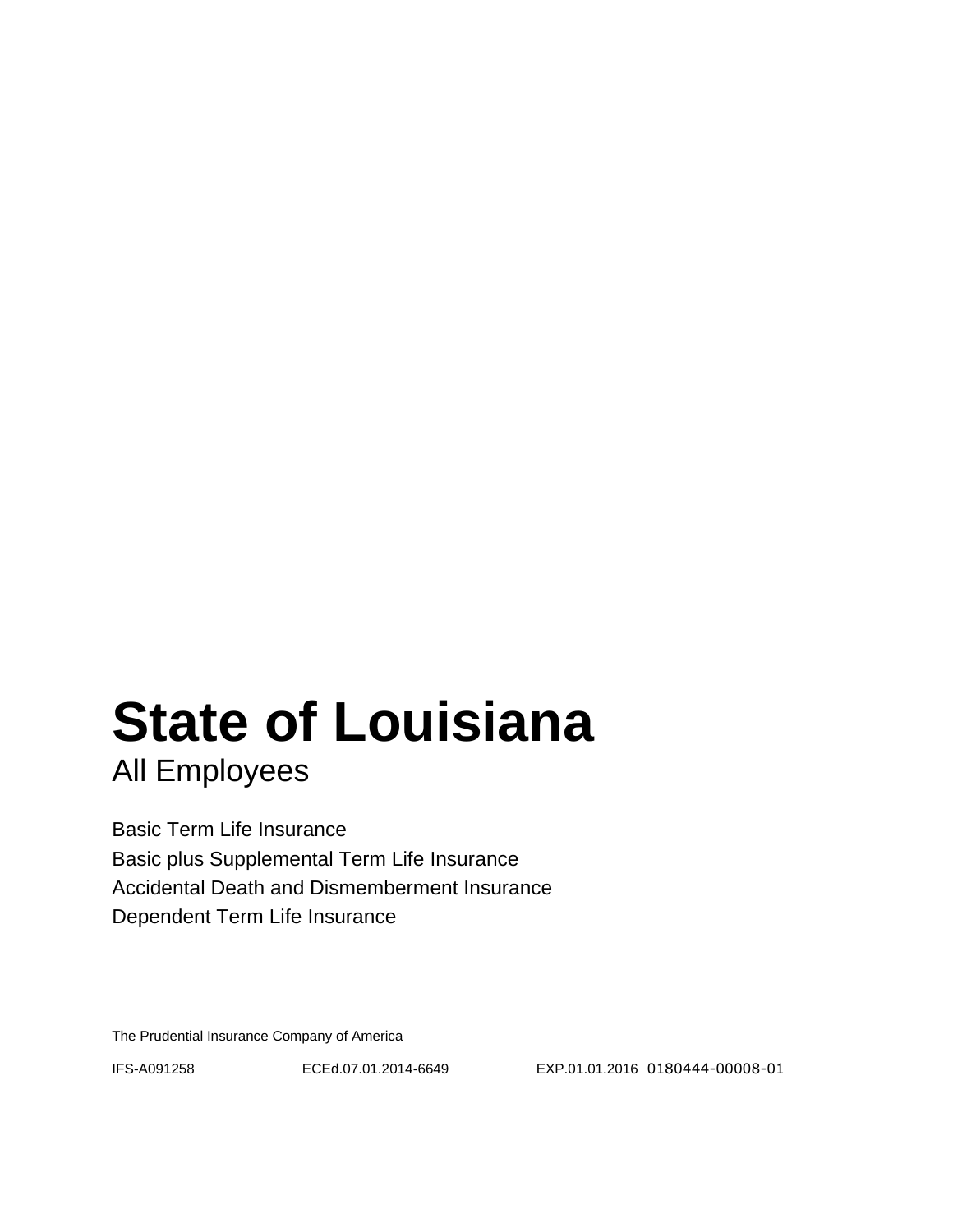# State of Louisiana

## All Employees

Basic Term Life Insurance
Basic plus Supplemental Term Life Insurance
Accidental Death and Dismemberment Insurance
Dependent Term Life Insurance

The Prudential Insurance Company of America

IFS-A091258 ECEd.07.01.2014-6649 EXP.01.01.2016 0180444-00008-01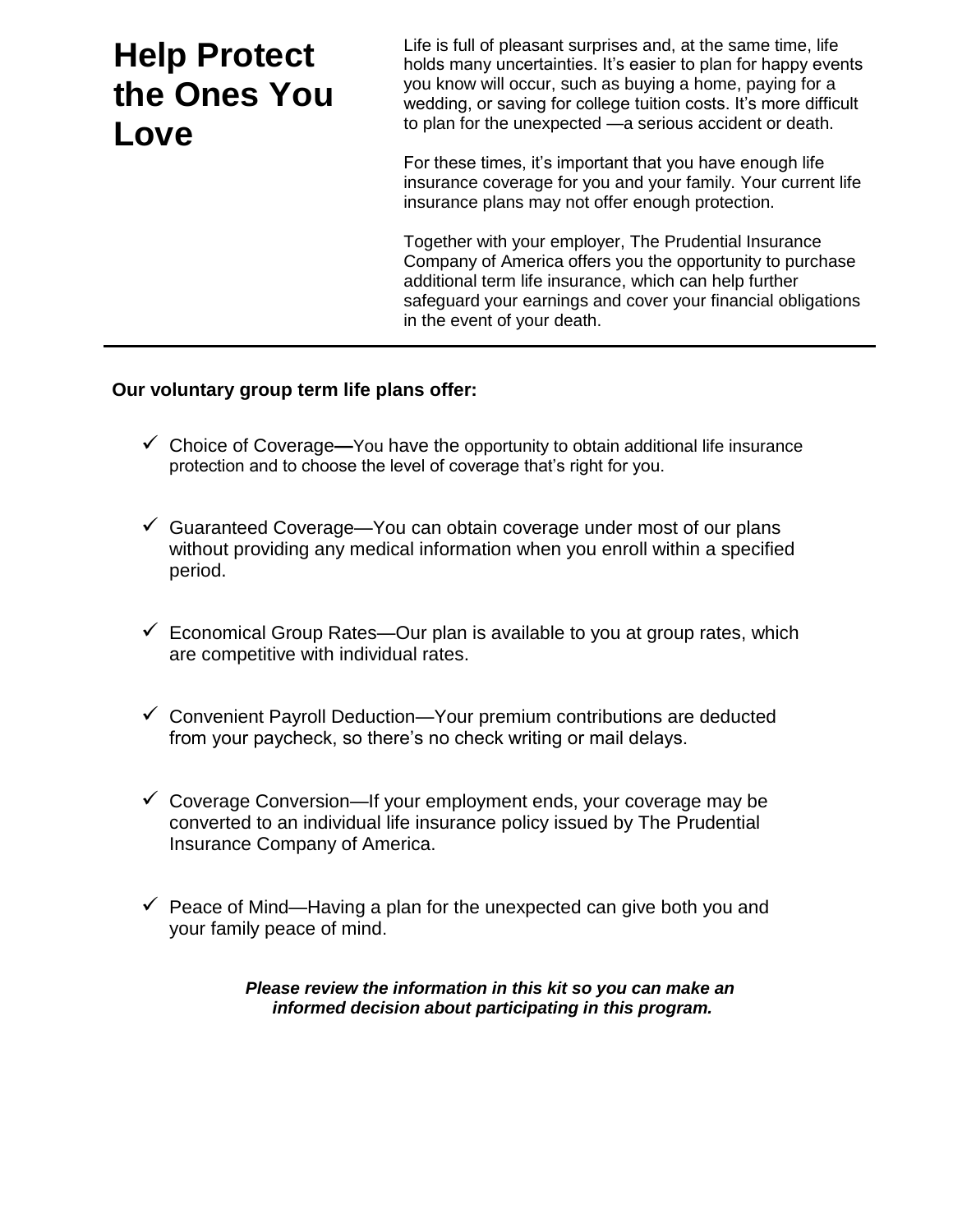# Help Protect the Ones You Love

Life is full of pleasant surprises and, at the same time, life holds many uncertainties. It's easier to plan for happy events you know will occur, such as buying a home, paying for a wedding, or saving for college tuition costs. It's more difficult to plan for the unexpected —a serious accident or death.

For these times, it's important that you have enough life insurance coverage for you and your family. Your current life insurance plans may not offer enough protection.

Together with your employer, The Prudential Insurance Company of America offers you the opportunity to purchase additional term life insurance, which can help further safeguard your earnings and cover your financial obligations in the event of your death.

---

**Our voluntary group term life plans offer:**

- ✓ Choice of Coverage—You have the opportunity to obtain additional life insurance protection and to choose the level of coverage that's right for you.
- ✓ Guaranteed Coverage—You can obtain coverage under most of our plans without providing any medical information when you enroll within a specified period.
- ✓ Economical Group Rates—Our plan is available to you at group rates, which are competitive with individual rates.
- ✓ Convenient Payroll Deduction—Your premium contributions are deducted from your paycheck, so there's no check writing or mail delays.
- ✓ Coverage Conversion—If your employment ends, your coverage may be converted to an individual life insurance policy issued by The Prudential Insurance Company of America.
- ✓ Peace of Mind—Having a plan for the unexpected can give both you and your family peace of mind.

***Please review the information in this kit so you can make an informed decision about participating in this program.***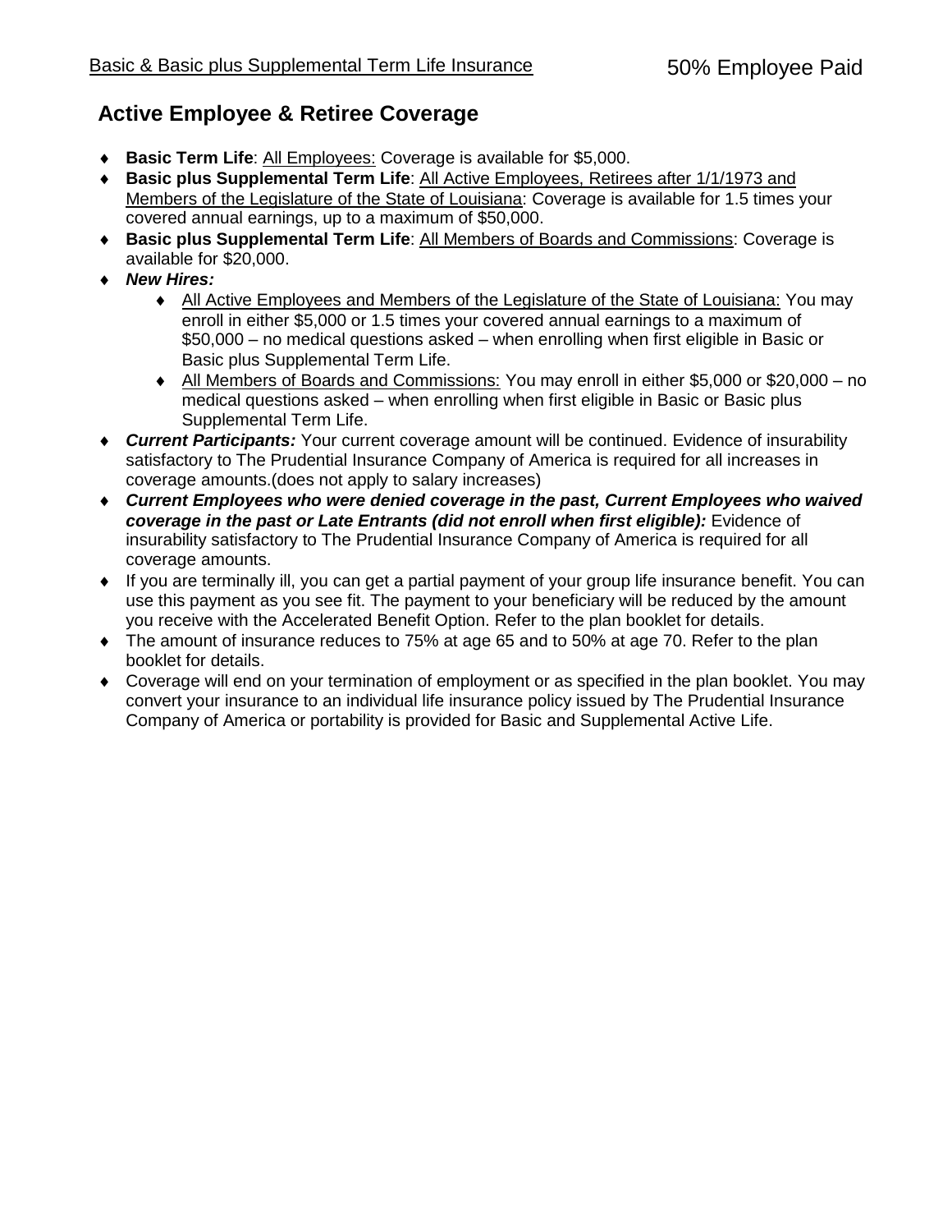Basic & Basic plus Supplemental Term Life Insurance — 50% Employee Paid

## Active Employee & Retiree Coverage

- **Basic Term Life**: All Employees: Coverage is available for $5,000.
- **Basic plus Supplemental Term Life**: All Active Employees, Retirees after 1/1/1973 and Members of the Legislature of the State of Louisiana: Coverage is available for 1.5 times your covered annual earnings, up to a maximum of $50,000.
- **Basic plus Supplemental Term Life**: All Members of Boards and Commissions: Coverage is available for $20,000.
- ***New Hires:***
  - All Active Employees and Members of the Legislature of the State of Louisiana: You may enroll in either $5,000 or 1.5 times your covered annual earnings to a maximum of $50,000 – no medical questions asked – when enrolling when first eligible in Basic or Basic plus Supplemental Term Life.
  - All Members of Boards and Commissions: You may enroll in either $5,000 or $20,000 – no medical questions asked – when enrolling when first eligible in Basic or Basic plus Supplemental Term Life.
- ***Current Participants:*** Your current coverage amount will be continued. Evidence of insurability satisfactory to The Prudential Insurance Company of America is required for all increases in coverage amounts.(does not apply to salary increases)
- ***Current Employees who were denied coverage in the past, Current Employees who waived coverage in the past or Late Entrants (did not enroll when first eligible):*** Evidence of insurability satisfactory to The Prudential Insurance Company of America is required for all coverage amounts.
- If you are terminally ill, you can get a partial payment of your group life insurance benefit. You can use this payment as you see fit. The payment to your beneficiary will be reduced by the amount you receive with the Accelerated Benefit Option. Refer to the plan booklet for details.
- The amount of insurance reduces to 75% at age 65 and to 50% at age 70. Refer to the plan booklet for details.
- Coverage will end on your termination of employment or as specified in the plan booklet. You may convert your insurance to an individual life insurance policy issued by The Prudential Insurance Company of America or portability is provided for Basic and Supplemental Active Life.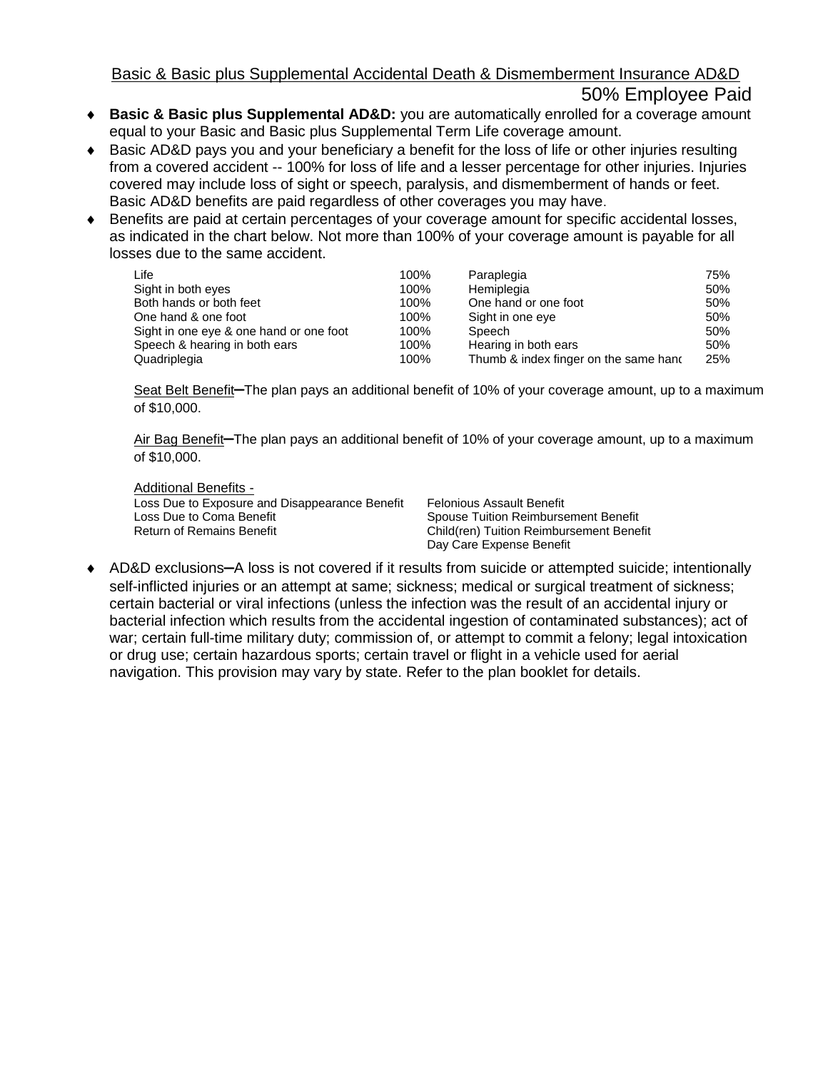## Basic & Basic plus Supplemental Accidental Death & Dismemberment Insurance AD&D

50% Employee Paid

- **Basic & Basic plus Supplemental AD&D:** you are automatically enrolled for a coverage amount equal to your Basic and Basic plus Supplemental Term Life coverage amount.
- Basic AD&D pays you and your beneficiary a benefit for the loss of life or other injuries resulting from a covered accident -- 100% for loss of life and a lesser percentage for other injuries. Injuries covered may include loss of sight or speech, paralysis, and dismemberment of hands or feet. Basic AD&D benefits are paid regardless of other coverages you may have.
- Benefits are paid at certain percentages of your coverage amount for specific accidental losses, as indicated in the chart below. Not more than 100% of your coverage amount is payable for all losses due to the same accident.

| | | | |
|---|---|---|---|
| Life | 100% | Paraplegia | 75% |
| Sight in both eyes | 100% | Hemiplegia | 50% |
| Both hands or both feet | 100% | One hand or one foot | 50% |
| One hand & one foot | 100% | Sight in one eye | 50% |
| Sight in one eye & one hand or one foot | 100% | Speech | 50% |
| Speech & hearing in both ears | 100% | Hearing in both ears | 50% |
| Quadriplegia | 100% | Thumb & index finger on the same hand | 25% |

Seat Belt Benefit–The plan pays an additional benefit of 10% of your coverage amount, up to a maximum of $10,000.

Air Bag Benefit–The plan pays an additional benefit of 10% of your coverage amount, up to a maximum of $10,000.

Additional Benefits -

| | |
|---|---|
| Loss Due to Exposure and Disappearance Benefit | Felonious Assault Benefit |
| Loss Due to Coma Benefit | Spouse Tuition Reimbursement Benefit |
| Return of Remains Benefit | Child(ren) Tuition Reimbursement Benefit |
| | Day Care Expense Benefit |

- AD&D exclusions–A loss is not covered if it results from suicide or attempted suicide; intentionally self-inflicted injuries or an attempt at same; sickness; medical or surgical treatment of sickness; certain bacterial or viral infections (unless the infection was the result of an accidental injury or bacterial infection which results from the accidental ingestion of contaminated substances); act of war; certain full-time military duty; commission of, or attempt to commit a felony; legal intoxication or drug use; certain hazardous sports; certain travel or flight in a vehicle used for aerial navigation. This provision may vary by state. Refer to the plan booklet for details.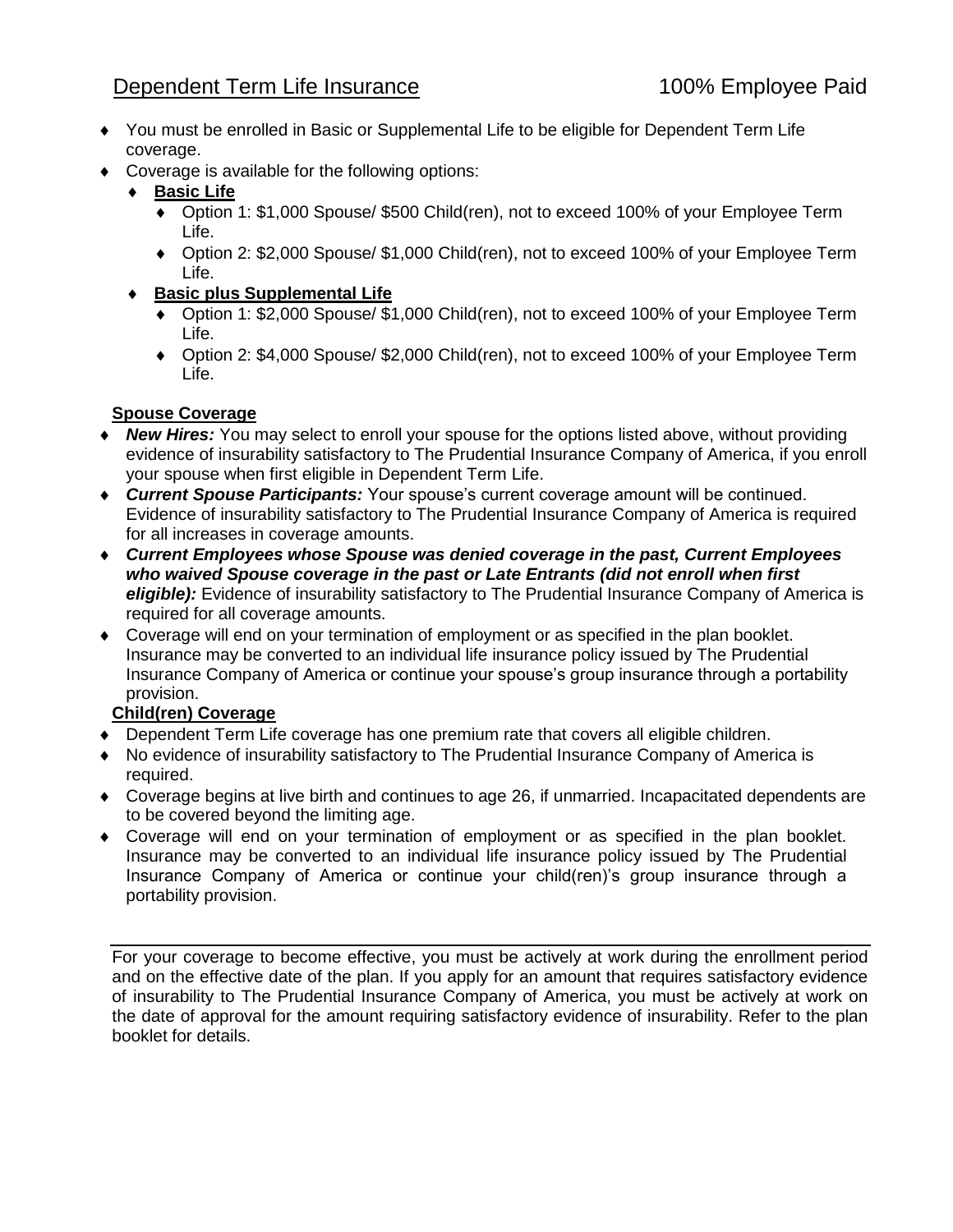## Dependent Term Life Insurance — 100% Employee Paid

- You must be enrolled in Basic or Supplemental Life to be eligible for Dependent Term Life coverage.
- Coverage is available for the following options:
  - **Basic Life**
    - Option 1: $1,000 Spouse/ $500 Child(ren), not to exceed 100% of your Employee Term Life.
    - Option 2: $2,000 Spouse/ $1,000 Child(ren), not to exceed 100% of your Employee Term Life.
  - **Basic plus Supplemental Life**
    - Option 1: $2,000 Spouse/ $1,000 Child(ren), not to exceed 100% of your Employee Term Life.
    - Option 2: $4,000 Spouse/ $2,000 Child(ren), not to exceed 100% of your Employee Term Life.

### Spouse Coverage

- ***New Hires:*** You may select to enroll your spouse for the options listed above, without providing evidence of insurability satisfactory to The Prudential Insurance Company of America, if you enroll your spouse when first eligible in Dependent Term Life.
- ***Current Spouse Participants:*** Your spouse's current coverage amount will be continued. Evidence of insurability satisfactory to The Prudential Insurance Company of America is required for all increases in coverage amounts.
- ***Current Employees whose Spouse was denied coverage in the past, Current Employees who waived Spouse coverage in the past or Late Entrants (did not enroll when first eligible):*** Evidence of insurability satisfactory to The Prudential Insurance Company of America is required for all coverage amounts.
- Coverage will end on your termination of employment or as specified in the plan booklet. Insurance may be converted to an individual life insurance policy issued by The Prudential Insurance Company of America or continue your spouse's group insurance through a portability provision.

### Child(ren) Coverage

- Dependent Term Life coverage has one premium rate that covers all eligible children.
- No evidence of insurability satisfactory to The Prudential Insurance Company of America is required.
- Coverage begins at live birth and continues to age 26, if unmarried. Incapacitated dependents are to be covered beyond the limiting age.
- Coverage will end on your termination of employment or as specified in the plan booklet. Insurance may be converted to an individual life insurance policy issued by The Prudential Insurance Company of America or continue your child(ren)'s group insurance through a portability provision.

---

For your coverage to become effective, you must be actively at work during the enrollment period and on the effective date of the plan. If you apply for an amount that requires satisfactory evidence of insurability to The Prudential Insurance Company of America, you must be actively at work on the date of approval for the amount requiring satisfactory evidence of insurability. Refer to the plan booklet for details.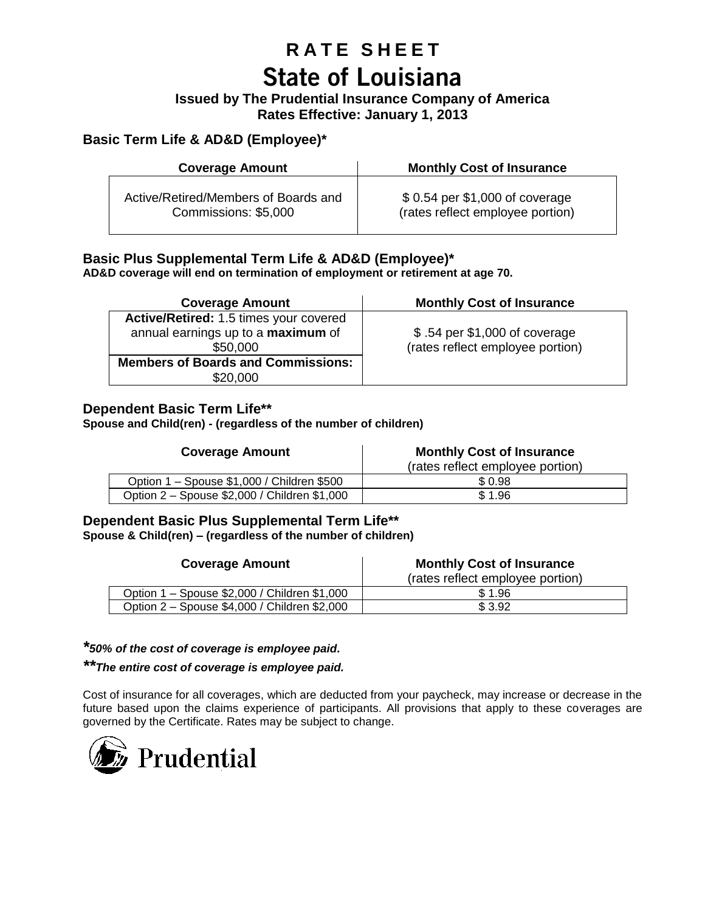# RATE SHEET

# State of Louisiana

**Issued by The Prudential Insurance Company of America**
**Rates Effective: January 1, 2013**

## Basic Term Life & AD&D (Employee)*

| Coverage Amount | Monthly Cost of Insurance |
|---|---|
| Active/Retired/Members of Boards and Commissions: $5,000 | $ 0.54 per $1,000 of coverage (rates reflect employee portion) |

## Basic Plus Supplemental Term Life & AD&D (Employee)*

**AD&D coverage will end on termination of employment or retirement at age 70.**

| Coverage Amount | Monthly Cost of Insurance |
|---|---|
| **Active/Retired:** 1.5 times your covered annual earnings up to a **maximum** of $50,000 | $ .54 per $1,000 of coverage (rates reflect employee portion) |
| **Members of Boards and Commissions:** $20,000 | |

## Dependent Basic Term Life**

**Spouse and Child(ren) - (regardless of the number of children)**

| Coverage Amount | Monthly Cost of Insurance (rates reflect employee portion) |
|---|---|
| Option 1 – Spouse $1,000 / Children $500 | $ 0.98 |
| Option 2 – Spouse $2,000 / Children $1,000 | $ 1.96 |

## Dependent Basic Plus Supplemental Term Life**

**Spouse & Child(ren) – (regardless of the number of children)**

| Coverage Amount | Monthly Cost of Insurance (rates reflect employee portion) |
|---|---|
| Option 1 – Spouse $2,000 / Children $1,000 | $ 1.96 |
| Option 2 – Spouse $4,000 / Children $2,000 | $ 3.92 |

***\*50% of the cost of coverage is employee paid.***

***\*\*The entire cost of coverage is employee paid.***

Cost of insurance for all coverages, which are deducted from your paycheck, may increase or decrease in the future based upon the claims experience of participants. All provisions that apply to these coverages are governed by the Certificate. Rates may be subject to change.

Prudential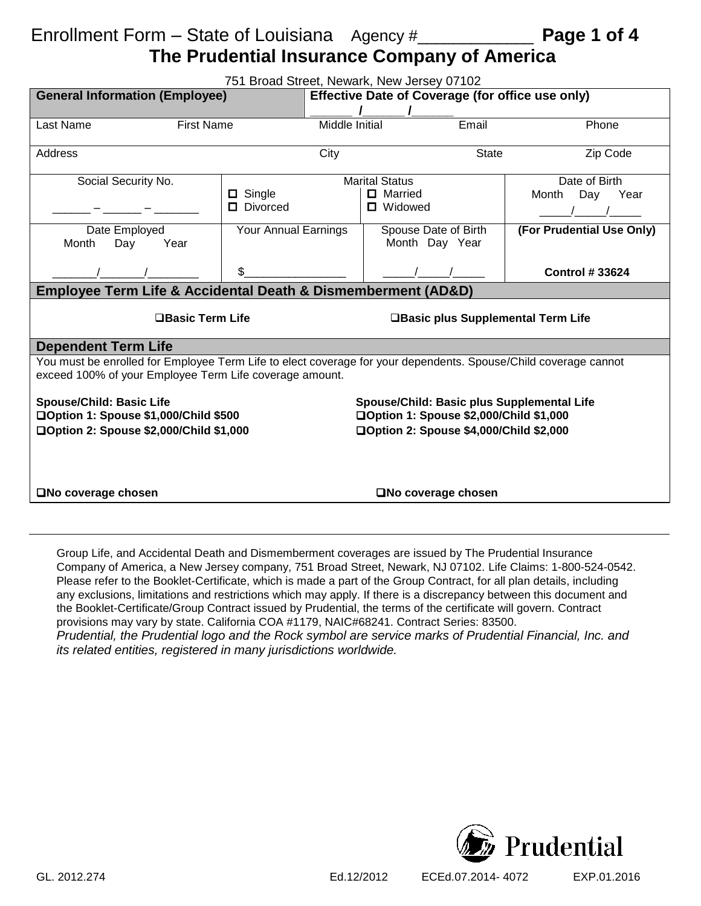# Enrollment Form – State of Louisiana Agency #____________ **Page 1 of 4**

## The Prudential Insurance Company of America

751 Broad Street, Newark, New Jersey 07102

| **General Information (Employee)** | | **Effective Date of Coverage (for office use only)** ______ /______ /______ | | |
|---|---|---|---|---|
| Last Name | First Name | Middle Initial | Email | Phone |
| Address | | City | State | Zip Code |

| Social Security No. ______ – ______ – _______ | ☐ Single ☐ Divorced | Marital Status ☐ Married ☐ Widowed | Date of Birth Month Day Year _____/_____/_____ |
|---|---|---|---|
| Date Employed Month Day Year _______/_______/________ | Your Annual Earnings $________________ | Spouse Date of Birth Month Day Year _____/_____/_____ | **(For Prudential Use Only)** **Control # 33624** |

### Employee Term Life & Accidental Death & Dismemberment (AD&D)

☐**Basic Term Life** ☐**Basic plus Supplemental Term Life**

### Dependent Term Life

You must be enrolled for Employee Term Life to elect coverage for your dependents. Spouse/Child coverage cannot exceed 100% of your Employee Term Life coverage amount.

| **Spouse/Child: Basic Life** | **Spouse/Child: Basic plus Supplemental Life** |
|---|---|
| ☐**Option 1: Spouse $1,000/Child $500** | ☐**Option 1: Spouse $2,000/Child $1,000** |
| ☐**Option 2: Spouse $2,000/Child $1,000** | ☐**Option 2: Spouse $4,000/Child $2,000** |
| ☐**No coverage chosen** | ☐**No coverage chosen** |

---

Group Life, and Accidental Death and Dismemberment coverages are issued by The Prudential Insurance Company of America, a New Jersey company, 751 Broad Street, Newark, NJ 07102. Life Claims: 1-800-524-0542. Please refer to the Booklet-Certificate, which is made a part of the Group Contract, for all plan details, including any exclusions, limitations and restrictions which may apply. If there is a discrepancy between this document and the Booklet-Certificate/Group Contract issued by Prudential, the terms of the certificate will govern. Contract provisions may vary by state. California COA #1179, NAIC#68241. Contract Series: 83500.

*Prudential, the Prudential logo and the Rock symbol are service marks of Prudential Financial, Inc. and its related entities, registered in many jurisdictions worldwide.*

Prudential

GL. 2012.274 Ed.12/2012 ECEd.07.2014- 4072 EXP.01.2016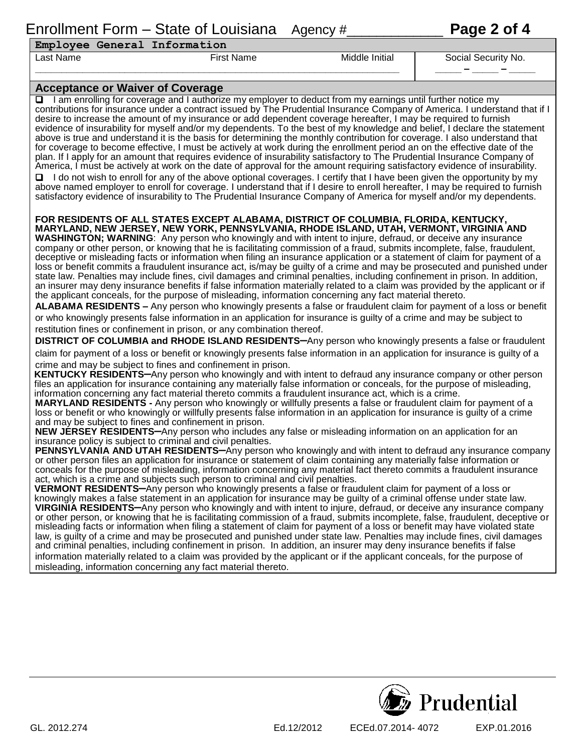# Enrollment Form – State of Louisiana Agency #\_\_\_\_\_\_\_\_\_\_\_\_

## Employee General Information

| Last Name | First Name | Middle Initial | Social Security No. |
|---|---|---|---|
| | | | \_\_\_\_ – \_\_\_\_ – \_\_\_\_ |

## Acceptance or Waiver of Coverage

☐ I am enrolling for coverage and I authorize my employer to deduct from my earnings until further notice my contributions for insurance under a contract issued by The Prudential Insurance Company of America. I understand that if I desire to increase the amount of my insurance or add dependent coverage hereafter, I may be required to furnish evidence of insurability for myself and/or my dependents. To the best of my knowledge and belief, I declare the statement above is true and understand it is the basis for determining the monthly contribution for coverage. I also understand that for coverage to become effective, I must be actively at work during the enrollment period an on the effective date of the plan. If I apply for an amount that requires evidence of insurability satisfactory to The Prudential Insurance Company of America, I must be actively at work on the date of approval for the amount requiring satisfactory evidence of insurability.

☐ I do not wish to enroll for any of the above optional coverages. I certify that I have been given the opportunity by my above named employer to enroll for coverage. I understand that if I desire to enroll hereafter, I may be required to furnish satisfactory evidence of insurability to The Prudential Insurance Company of America for myself and/or my dependents.

**FOR RESIDENTS OF ALL STATES EXCEPT ALABAMA, DISTRICT OF COLUMBIA, FLORIDA, KENTUCKY, MARYLAND, NEW JERSEY, NEW YORK, PENNSYLVANIA, RHODE ISLAND, UTAH, VERMONT, VIRGINIA AND WASHINGTON; WARNING**: Any person who knowingly and with intent to injure, defraud, or deceive any insurance company or other person, or knowing that he is facilitating commission of a fraud, submits incomplete, false, fraudulent, deceptive or misleading facts or information when filing an insurance application or a statement of claim for payment of a loss or benefit commits a fraudulent insurance act, is/may be guilty of a crime and may be prosecuted and punished under state law. Penalties may include fines, civil damages and criminal penalties, including confinement in prison. In addition, an insurer may deny insurance benefits if false information materially related to a claim was provided by the applicant or if the applicant conceals, for the purpose of misleading, information concerning any fact material thereto.

**ALABAMA RESIDENTS –** Any person who knowingly presents a false or fraudulent claim for payment of a loss or benefit or who knowingly presents false information in an application for insurance is guilty of a crime and may be subject to restitution fines or confinement in prison, or any combination thereof.

**DISTRICT OF COLUMBIA and RHODE ISLAND RESIDENTS–**Any person who knowingly presents a false or fraudulent claim for payment of a loss or benefit or knowingly presents false information in an application for insurance is guilty of a crime and may be subject to fines and confinement in prison.

**KENTUCKY RESIDENTS–**Any person who knowingly and with intent to defraud any insurance company or other person files an application for insurance containing any materially false information or conceals, for the purpose of misleading, information concerning any fact material thereto commits a fraudulent insurance act, which is a crime.

**MARYLAND RESIDENTS -** Any person who knowingly or willfully presents a false or fraudulent claim for payment of a loss or benefit or who knowingly or willfully presents false information in an application for insurance is guilty of a crime and may be subject to fines and confinement in prison.

**NEW JERSEY RESIDENTS–**Any person who includes any false or misleading information on an application for an insurance policy is subject to criminal and civil penalties.

**PENNSYLVANIA AND UTAH RESIDENTS–**Any person who knowingly and with intent to defraud any insurance company or other person files an application for insurance or statement of claim containing any materially false information or conceals for the purpose of misleading, information concerning any material fact thereto commits a fraudulent insurance act, which is a crime and subjects such person to criminal and civil penalties.

**VERMONT RESIDENTS–**Any person who knowingly presents a false or fraudulent claim for payment of a loss or knowingly makes a false statement in an application for insurance may be guilty of a criminal offense under state law.

**VIRGINIA RESIDENTS–**Any person who knowingly and with intent to injure, defraud, or deceive any insurance company or other person, or knowing that he is facilitating commission of a fraud, submits incomplete, false, fraudulent, deceptive or misleading facts or information when filing a statement of claim for payment of a loss or benefit may have violated state law, is guilty of a crime and may be prosecuted and punished under state law. Penalties may include fines, civil damages and criminal penalties, including confinement in prison. In addition, an insurer may deny insurance benefits if false information materially related to a claim was provided by the applicant or if the applicant conceals, for the purpose of misleading, information concerning any fact material thereto.

Prudential

GL. 2012.274 Ed.12/2012 ECEd.07.2014- 4072 EXP.01.2016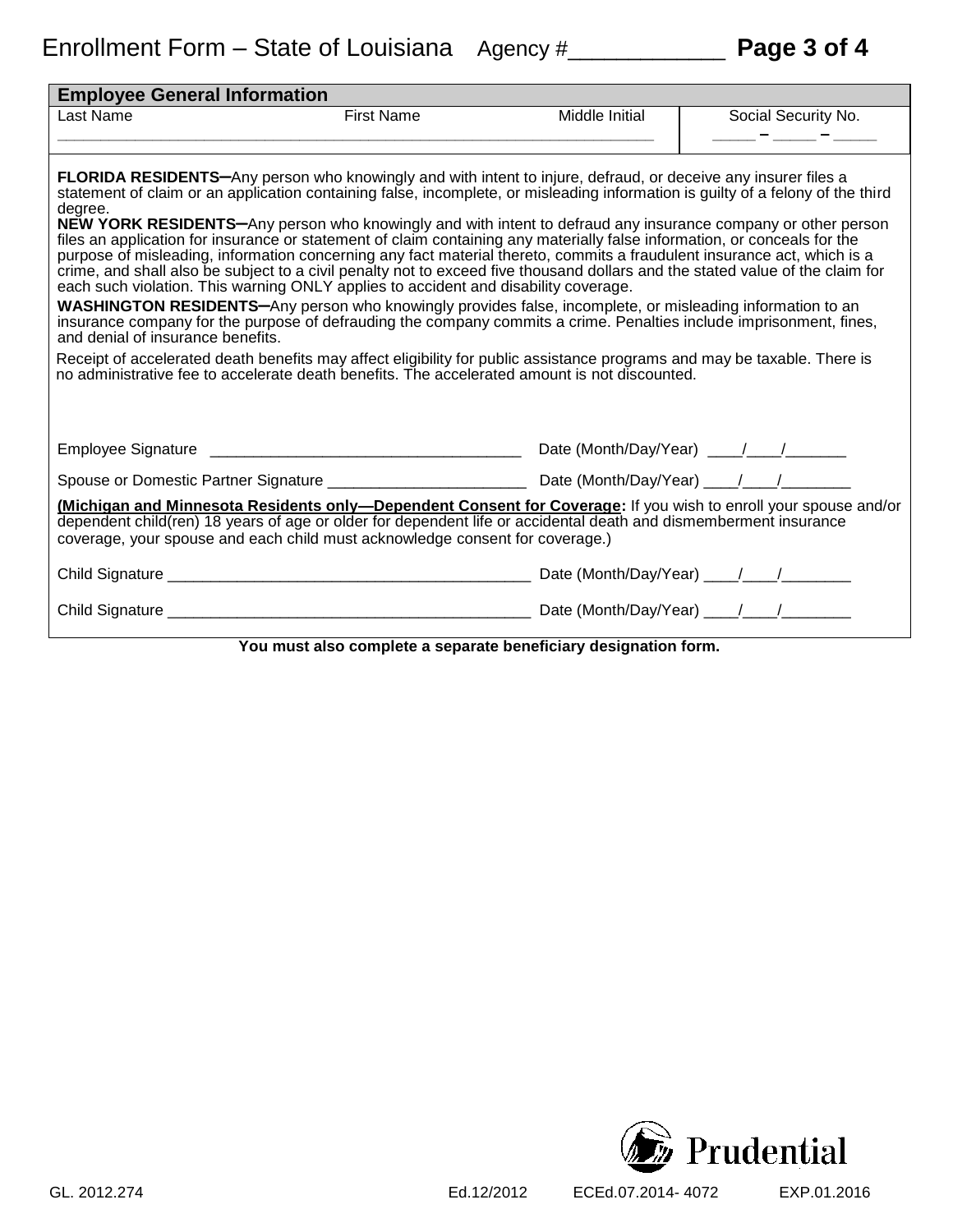# Enrollment Form – State of Louisiana Agency #____________ **Page 3 of 4**

| **Employee General Information** | | | |
|---|---|---|---|
| Last Name | First Name | Middle Initial | Social Security No. |
| | | | _____ – _____ – _____ |

**FLORIDA RESIDENTS–**Any person who knowingly and with intent to injure, defraud, or deceive any insurer files a statement of claim or an application containing false, incomplete, or misleading information is guilty of a felony of the third degree.

**NEW YORK RESIDENTS–**Any person who knowingly and with intent to defraud any insurance company or other person files an application for insurance or statement of claim containing any materially false information, or conceals for the purpose of misleading, information concerning any fact material thereto, commits a fraudulent insurance act, which is a crime, and shall also be subject to a civil penalty not to exceed five thousand dollars and the stated value of the claim for each such violation. This warning ONLY applies to accident and disability coverage.

**WASHINGTON RESIDENTS–**Any person who knowingly provides false, incomplete, or misleading information to an insurance company for the purpose of defrauding the company commits a crime. Penalties include imprisonment, fines, and denial of insurance benefits.

Receipt of accelerated death benefits may affect eligibility for public assistance programs and may be taxable. There is no administrative fee to accelerate death benefits. The accelerated amount is not discounted.

Employee Signature ____________________________________ Date (Month/Day/Year) ____/____/_______

Spouse or Domestic Partner Signature _______________________ Date (Month/Day/Year) ____/____/________

**(Michigan and Minnesota Residents only—Dependent Consent for Coverage:** If you wish to enroll your spouse and/or dependent child(ren) 18 years of age or older for dependent life or accidental death and dismemberment insurance coverage, your spouse and each child must acknowledge consent for coverage.)

Child Signature __________________________________________ Date (Month/Day/Year) ____/____/________

Child Signature __________________________________________ Date (Month/Day/Year) ____/____/________

**You must also complete a separate beneficiary designation form.**

Prudential

GL. 2012.274 Ed.12/2012 ECEd.07.2014- 4072 EXP.01.2016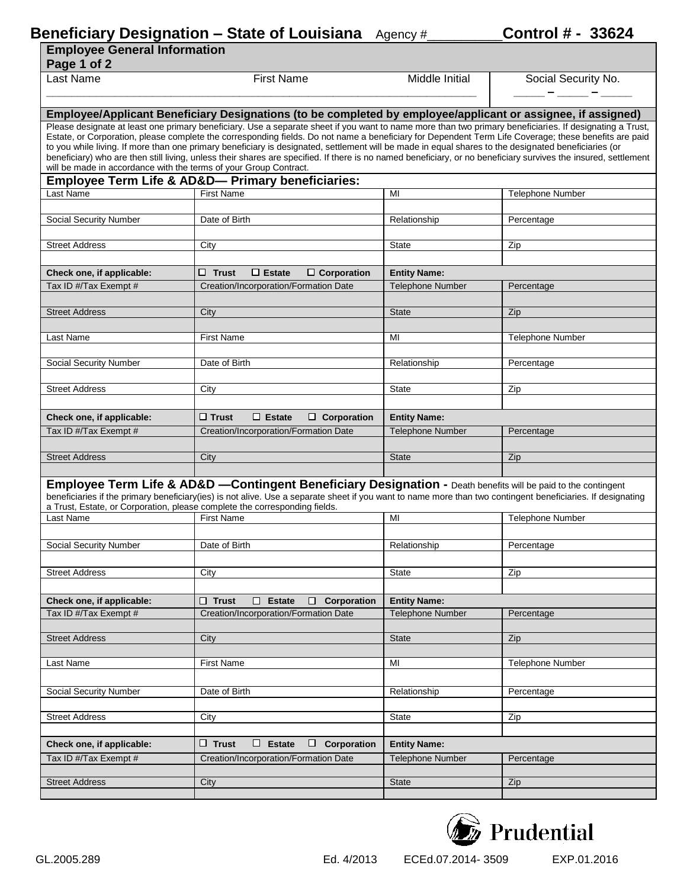# Beneficiary Designation – State of Louisiana Agency #_________ Control # - 33624

## Employee General Information
Page 1 of 2

| Last Name | First Name | Middle Initial | Social Security No. |
|---|---|---|---|
| | | | _____ – _____ – _____ |

## Employee/Applicant Beneficiary Designations (to be completed by employee/applicant or assignee, if assigned)

Please designate at least one primary beneficiary. Use a separate sheet if you want to name more than two primary beneficiaries. If designating a Trust, Estate, or Corporation, please complete the corresponding fields. Do not name a beneficiary for Dependent Term Life Coverage; these benefits are paid to you while living. If more than one primary beneficiary is designated, settlement will be made in equal shares to the designated beneficiaries (or beneficiary) who are then still living, unless their shares are specified. If there is no named beneficiary, or no beneficiary survives the insured, settlement will be made in accordance with the terms of your Group Contract.

### Employee Term Life & AD&D— Primary beneficiaries:

| Last Name | First Name | MI | Telephone Number |
|---|---|---|---|
| | | | |
| Social Security Number | Date of Birth | Relationship | Percentage |
| | | | |
| Street Address | City | State | Zip |
| | | | |
| **Check one, if applicable:** | ☐ **Trust** ☐ **Estate** ☐ **Corporation** | **Entity Name:** | |
| Tax ID #/Tax Exempt # | Creation/Incorporation/Formation Date | Telephone Number | Percentage |
| | | | |
| Street Address | City | State | Zip |
| | | | |
| Last Name | First Name | MI | Telephone Number |
| | | | |
| Social Security Number | Date of Birth | Relationship | Percentage |
| | | | |
| Street Address | City | State | Zip |
| | | | |
| **Check one, if applicable:** | ☐ **Trust** ☐ **Estate** ☐ **Corporation** | **Entity Name:** | |
| Tax ID #/Tax Exempt # | Creation/Incorporation/Formation Date | Telephone Number | Percentage |
| | | | |
| Street Address | City | State | Zip |
| | | | |

### Employee Term Life & AD&D —Contingent Beneficiary Designation - Death benefits will be paid to the contingent beneficiaries if the primary beneficiary(ies) is not alive. Use a separate sheet if you want to name more than two contingent beneficiaries. If designating a Trust, Estate, or Corporation, please complete the corresponding fields.

| Last Name | First Name | MI | Telephone Number |
|---|---|---|---|
| | | | |
| Social Security Number | Date of Birth | Relationship | Percentage |
| | | | |
| Street Address | City | State | Zip |
| | | | |
| **Check one, if applicable:** | ☐ **Trust** ☐ **Estate** ☐ **Corporation** | **Entity Name:** | |
| Tax ID #/Tax Exempt # | Creation/Incorporation/Formation Date | Telephone Number | Percentage |
| | | | |
| Street Address | City | State | Zip |
| | | | |
| Last Name | First Name | MI | Telephone Number |
| | | | |
| Social Security Number | Date of Birth | Relationship | Percentage |
| | | | |
| Street Address | City | State | Zip |
| | | | |
| **Check one, if applicable:** | ☐ **Trust** ☐ **Estate** ☐ **Corporation** | **Entity Name:** | |
| Tax ID #/Tax Exempt # | Creation/Incorporation/Formation Date | Telephone Number | Percentage |
| | | | |
| Street Address | City | State | Zip |
| | | | |

Prudential

GL.2005.289 Ed. 4/2013 ECEd.07.2014- 3509 EXP.01.2016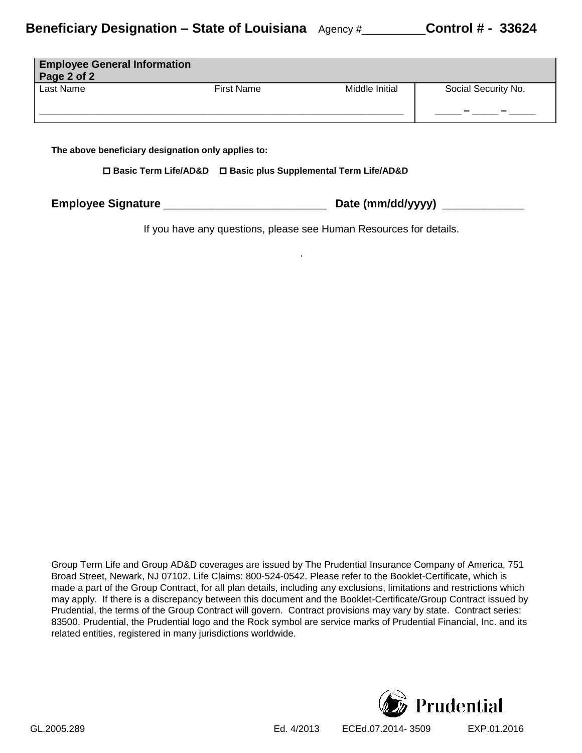# Beneficiary Designation – State of Louisiana Agency #__________ Control # - 33624

| Employee General Information<br>Page 2 of 2 | | | |
|---|---|---|---|
| Last Name | First Name | Middle Initial | Social Security No. |
| | | | _____ – _____ – _____ |

**The above beneficiary designation only applies to:**

☐ **Basic Term Life/AD&D** ☐ **Basic plus Supplemental Term Life/AD&D**

**Employee Signature** __________________________ **Date (mm/dd/yyyy)** _____________

If you have any questions, please see Human Resources for details.

.

Group Term Life and Group AD&D coverages are issued by The Prudential Insurance Company of America, 751 Broad Street, Newark, NJ 07102. Life Claims: 800-524-0542. Please refer to the Booklet-Certificate, which is made a part of the Group Contract, for all plan details, including any exclusions, limitations and restrictions which may apply. If there is a discrepancy between this document and the Booklet-Certificate/Group Contract issued by Prudential, the terms of the Group Contract will govern. Contract provisions may vary by state. Contract series: 83500. Prudential, the Prudential logo and the Rock symbol are service marks of Prudential Financial, Inc. and its related entities, registered in many jurisdictions worldwide.

Prudential

GL.2005.289 Ed. 4/2013 ECEd.07.2014- 3509 EXP.01.2016